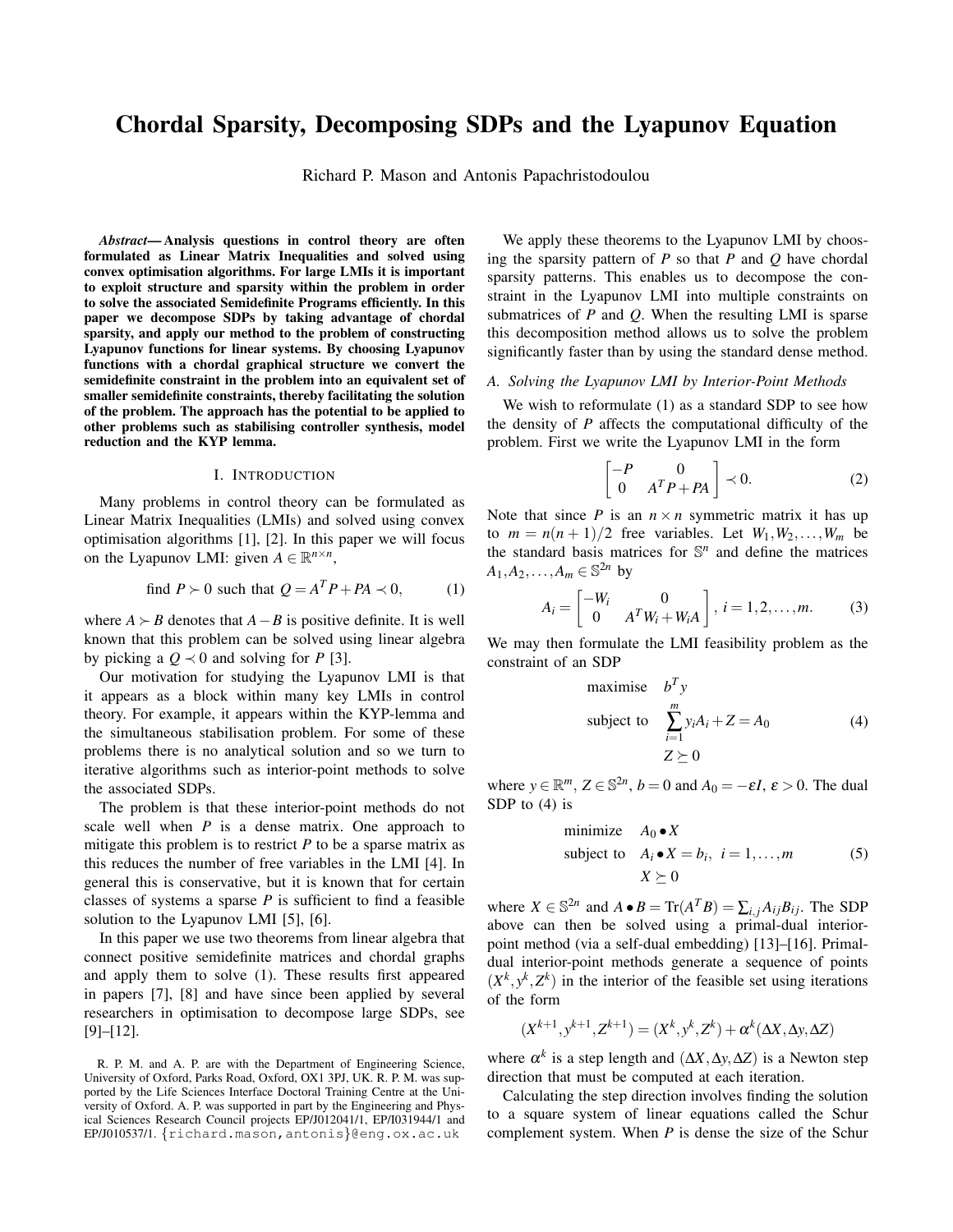# Chordal Sparsity, Decomposing SDPs and the Lyapunov Equation

Richard P. Mason and Antonis Papachristodoulou

***Abstract*— Analysis questions in control theory are often formulated as Linear Matrix Inequalities and solved using convex optimisation algorithms. For large LMIs it is important to exploit structure and sparsity within the problem in order to solve the associated Semidefinite Programs efficiently. In this paper we decompose SDPs by taking advantage of chordal sparsity, and apply our method to the problem of constructing Lyapunov functions for linear systems. By choosing Lyapunov functions with a chordal graphical structure we convert the semidefinite constraint in the problem into an equivalent set of smaller semidefinite constraints, thereby facilitating the solution of the problem. The approach has the potential to be applied to other problems such as stabilising controller synthesis, model reduction and the KYP lemma.**

## I. Introduction

Many problems in control theory can be formulated as Linear Matrix Inequalities (LMIs) and solved using convex optimisation algorithms [1], [2]. In this paper we will focus on the Lyapunov LMI: given $A \in \mathbb{R}^{n\times n}$,

$$\text{find } P \succ 0 \text{ such that } Q = A^T P + PA \prec 0, \tag{1}$$

where $A \succ B$ denotes that $A - B$ is positive definite. It is well known that this problem can be solved using linear algebra by picking a $Q \prec 0$ and solving for $P$ [3].

Our motivation for studying the Lyapunov LMI is that it appears as a block within many key LMIs in control theory. For example, it appears within the KYP-lemma and the simultaneous stabilisation problem. For some of these problems there is no analytical solution and so we turn to iterative algorithms such as interior-point methods to solve the associated SDPs.

The problem is that these interior-point methods do not scale well when $P$ is a dense matrix. One approach to mitigate this problem is to restrict $P$ to be a sparse matrix as this reduces the number of free variables in the LMI [4]. In general this is conservative, but it is known that for certain classes of systems a sparse $P$ is sufficient to find a feasible solution to the Lyapunov LMI [5], [6].

In this paper we use two theorems from linear algebra that connect positive semidefinite matrices and chordal graphs and apply them to solve (1). These results first appeared in papers [7], [8] and have since been applied by several researchers in optimisation to decompose large SDPs, see [9]–[12].

R. P. M. and A. P. are with the Department of Engineering Science, University of Oxford, Parks Road, Oxford, OX1 3PJ, UK. R. P. M. was supported by the Life Sciences Interface Doctoral Training Centre at the University of Oxford. A. P. was supported in part by the Engineering and Physical Sciences Research Council projects EP/J012041/1, EP/I031944/1 and EP/J010537/1. {richard.mason,antonis}@eng.ox.ac.uk

We apply these theorems to the Lyapunov LMI by choosing the sparsity pattern of $P$ so that $P$ and $Q$ have chordal sparsity patterns. This enables us to decompose the constraint in the Lyapunov LMI into multiple constraints on submatrices of $P$ and $Q$. When the resulting LMI is sparse this decomposition method allows us to solve the problem significantly faster than by using the standard dense method.

### A. Solving the Lyapunov LMI by Interior-Point Methods

We wish to reformulate (1) as a standard SDP to see how the density of $P$ affects the computational difficulty of the problem. First we write the Lyapunov LMI in the form

$$\begin{bmatrix} -P & 0 \\ 0 & A^T P + PA \end{bmatrix} \prec 0. \tag{2}$$

Note that since $P$ is an $n \times n$ symmetric matrix it has up to $m = n(n+1)/2$ free variables. Let $W_1, W_2, \dots, W_m$ be the standard basis matrices for $\mathbb{S}^n$ and define the matrices $A_1, A_2, \dots, A_m \in \mathbb{S}^{2n}$ by

$$A_i = \begin{bmatrix} -W_i & 0 \\ 0 & A^T W_i + W_i A \end{bmatrix},\ i = 1, 2, \dots, m. \tag{3}$$

We may then formulate the LMI feasibility problem as the constraint of an SDP

$$\begin{aligned} \text{maximise} \quad & b^T y \\ \text{subject to} \quad & \sum_{i=1}^{m} y_i A_i + Z = A_0 \\ & Z \succeq 0 \end{aligned} \tag{4}$$

where $y \in \mathbb{R}^m$, $Z \in \mathbb{S}^{2n}$, $b = 0$ and $A_0 = -\varepsilon I$, $\varepsilon > 0$. The dual SDP to (4) is

$$\begin{aligned} \text{minimize} \quad & A_0 \bullet X \\ \text{subject to} \quad & A_i \bullet X = b_i,\ i = 1, \dots, m \\ & X \succeq 0 \end{aligned} \tag{5}$$

where $X \in \mathbb{S}^{2n}$ and $A \bullet B = \text{Tr}(A^T B) = \sum_{i,j} A_{ij} B_{ij}$. The SDP above can then be solved using a primal-dual interior-point method (via a self-dual embedding) [13]–[16]. Primal-dual interior-point methods generate a sequence of points $(X^k, y^k, Z^k)$ in the interior of the feasible set using iterations of the form

$$(X^{k+1}, y^{k+1}, Z^{k+1}) = (X^k, y^k, Z^k) + \alpha^k(\Delta X, \Delta y, \Delta Z)$$

where $\alpha^k$ is a step length and $(\Delta X, \Delta y, \Delta Z)$ is a Newton step direction that must be computed at each iteration.

Calculating the step direction involves finding the solution to a square system of linear equations called the Schur complement system. When $P$ is dense the size of the Schur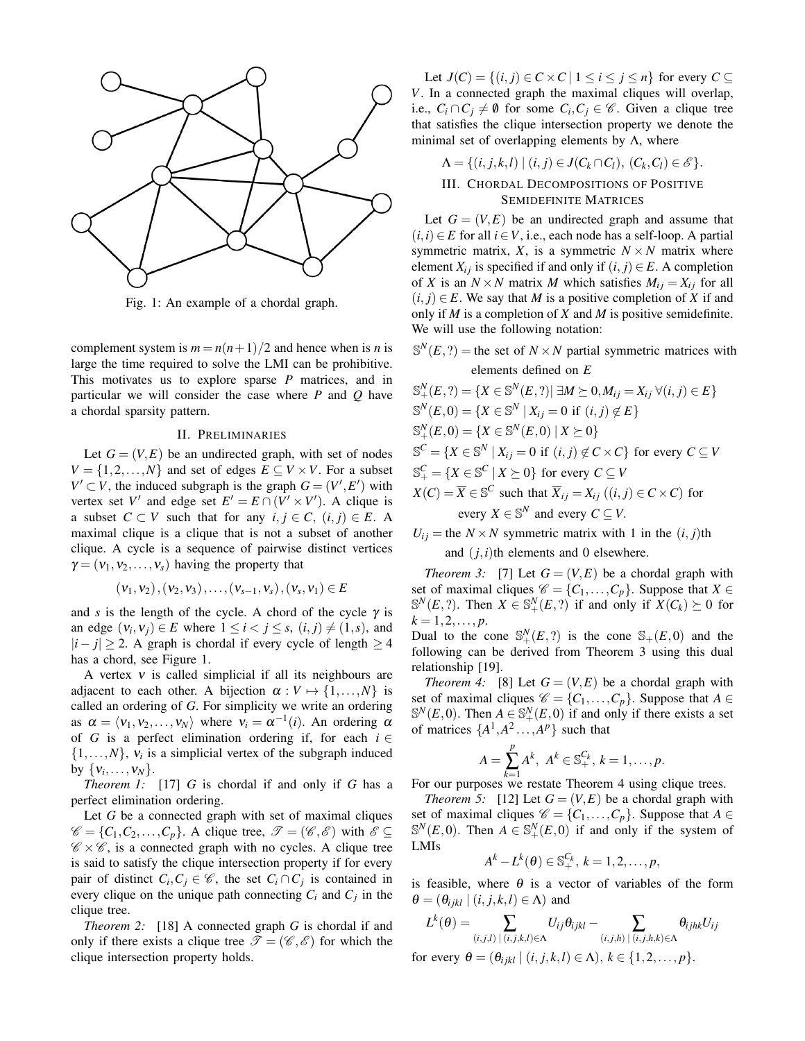Fig. 1: An example of a chordal graph.

complement system is $m = n(n+1)/2$ and hence when is $n$ is large the time required to solve the LMI can be prohibitive. This motivates us to explore sparse $P$ matrices, and in particular we will consider the case where $P$ and $Q$ have a chordal sparsity pattern.

## II. Preliminaries

Let $G = (V, E)$ be an undirected graph, with set of nodes $V = \{1, 2, \ldots, N\}$ and set of edges $E \subseteq V \times V$. For a subset $V' \subset V$, the induced subgraph is the graph $G = (V', E')$ with vertex set $V'$ and edge set $E' = E \cap (V' \times V')$. A clique is a subset $C \subset V$ such that for any $i, j \in C$, $(i, j) \in E$. A maximal clique is a clique that is not a subset of another clique. A cycle is a sequence of pairwise distinct vertices $\gamma = (v_1, v_2, \ldots, v_s)$ having the property that

$$(v_1, v_2), (v_2, v_3), \ldots, (v_{s-1}, v_s), (v_s, v_1) \in E$$

and $s$ is the length of the cycle. A chord of the cycle $\gamma$ is an edge $(v_i, v_j) \in E$ where $1 \le i < j \le s$, $(i, j) \ne (1, s)$, and $|i - j| \ge 2$. A graph is chordal if every cycle of length $\ge 4$ has a chord, see Figure 1.

A vertex $v$ is called simplicial if all its neighbours are adjacent to each other. A bijection $\alpha : V \mapsto \{1, \ldots, N\}$ is called an ordering of $G$. For simplicity we write an ordering as $\alpha = \langle v_1, v_2, \ldots, v_N \rangle$ where $v_i = \alpha^{-1}(i)$. An ordering $\alpha$ of $G$ is a perfect elimination ordering if, for each $i \in \{1, \ldots, N\}$, $v_i$ is a simplicial vertex of the subgraph induced by $\{v_i, \ldots, v_N\}$.

*Theorem 1:* [17] $G$ is chordal if and only if $G$ has a perfect elimination ordering.

Let $G$ be a connected graph with set of maximal cliques $\mathscr{C} = \{C_1, C_2, \ldots, C_p\}$. A clique tree, $\mathscr{T} = (\mathscr{C}, \mathscr{E})$ with $\mathscr{E} \subseteq \mathscr{C} \times \mathscr{C}$, is a connected graph with no cycles. A clique tree is said to satisfy the clique intersection property if for every pair of distinct $C_i, C_j \in \mathscr{C}$, the set $C_i \cap C_j$ is contained in every clique on the unique path connecting $C_i$ and $C_j$ in the clique tree.

*Theorem 2:* [18] A connected graph $G$ is chordal if and only if there exists a clique tree $\mathscr{T} = (\mathscr{C}, \mathscr{E})$ for which the clique intersection property holds.

Let $J(C) = \{(i, j) \in C \times C \mid 1 \le i \le j \le n\}$ for every $C \subseteq V$. In a connected graph the maximal cliques will overlap, i.e., $C_i \cap C_j \ne \emptyset$ for some $C_i, C_j \in \mathscr{C}$. Given a clique tree that satisfies the clique intersection property we denote the minimal set of overlapping elements by $\Lambda$, where

$$\Lambda = \{(i, j, k, l) \mid (i, j) \in J(C_k \cap C_l),\ (C_k, C_l) \in \mathscr{E}\}.$$

## III. Chordal Decompositions of Positive Semidefinite Matrices

Let $G = (V, E)$ be an undirected graph and assume that $(i, i) \in E$ for all $i \in V$, i.e., each node has a self-loop. A partial symmetric matrix, $X$, is a symmetric $N \times N$ matrix where element $X_{ij}$ is specified if and only if $(i, j) \in E$. A completion of $X$ is an $N \times N$ matrix $M$ which satisfies $M_{ij} = X_{ij}$ for all $(i, j) \in E$. We say that $M$ is a positive completion of $X$ if and only if $M$ is a completion of $X$ and $M$ is positive semidefinite. We will use the following notation:

$\mathbb{S}^N(E, ?) =$ the set of $N \times N$ partial symmetric matrices with elements defined on $E$

$\mathbb{S}^N_+(E, ?) = \{X \in \mathbb{S}^N(E, ?) \mid \exists M \succeq 0, M_{ij} = X_{ij}\ \forall (i, j) \in E\}$

$\mathbb{S}^N(E, 0) = \{X \in \mathbb{S}^N \mid X_{ij} = 0 \text{ if } (i, j) \notin E\}$

$\mathbb{S}^N_+(E, 0) = \{X \in \mathbb{S}^N(E, 0) \mid X \succeq 0\}$

$\mathbb{S}^C = \{X \in \mathbb{S}^N \mid X_{ij} = 0 \text{ if } (i, j) \notin C \times C\}$ for every $C \subseteq V$

$\mathbb{S}^C_+ = \{X \in \mathbb{S}^C \mid X \succeq 0\}$ for every $C \subseteq V$

$X(C) = \overline{X} \in \mathbb{S}^C$ such that $\overline{X}_{ij} = X_{ij}$ $((i, j) \in C \times C)$ for every $X \in \mathbb{S}^N$ and every $C \subseteq V$.

$U_{ij} =$ the $N \times N$ symmetric matrix with 1 in the $(i, j)$th and $(j, i)$th elements and 0 elsewhere.

*Theorem 3:* [7] Let $G = (V, E)$ be a chordal graph with set of maximal cliques $\mathscr{C} = \{C_1, \ldots, C_p\}$. Suppose that $X \in \mathbb{S}^N(E, ?)$. Then $X \in \mathbb{S}^N_+(E, ?)$ if and only if $X(C_k) \succeq 0$ for $k = 1, 2, \ldots, p$.

Dual to the cone $\mathbb{S}^N_+(E, ?)$ is the cone $\mathbb{S}_+(E, 0)$ and the following can be derived from Theorem 3 using this dual relationship [19].

*Theorem 4:* [8] Let $G = (V, E)$ be a chordal graph with set of maximal cliques $\mathscr{C} = \{C_1, \ldots, C_p\}$. Suppose that $A \in \mathbb{S}^N(E, 0)$. Then $A \in \mathbb{S}^N_+(E, 0)$ if and only if there exists a set of matrices $\{A^1, A^2 \ldots, A^p\}$ such that

$$A = \sum_{k=1}^{p} A^k,\ A^k \in \mathbb{S}^{C_k}_+,\ k = 1, \ldots, p.$$

For our purposes we restate Theorem 4 using clique trees.

*Theorem 5:* [12] Let $G = (V, E)$ be a chordal graph with set of maximal cliques $\mathscr{C} = \{C_1, \ldots, C_p\}$. Suppose that $A \in \mathbb{S}^N(E, 0)$. Then $A \in \mathbb{S}^N_+(E, 0)$ if and only if the system of LMIs

$$A^k - L^k(\theta) \in \mathbb{S}^{C_k}_+,\ k = 1, 2, \ldots, p,$$

is feasible, where $\theta$ is a vector of variables of the form $\theta = (\theta_{ijkl} \mid (i, j, k, l) \in \Lambda)$ and

$$L^k(\theta) = \sum_{(i,j,l) \mid (i,j,k,l) \in \Lambda} U_{ij} \theta_{ijkl} - \sum_{(i,j,h) \mid (i,j,h,k) \in \Lambda} \theta_{ijhk} U_{ij}$$

for every $\theta = (\theta_{ijkl} \mid (i, j, k, l) \in \Lambda)$, $k \in \{1, 2, \ldots, p\}$.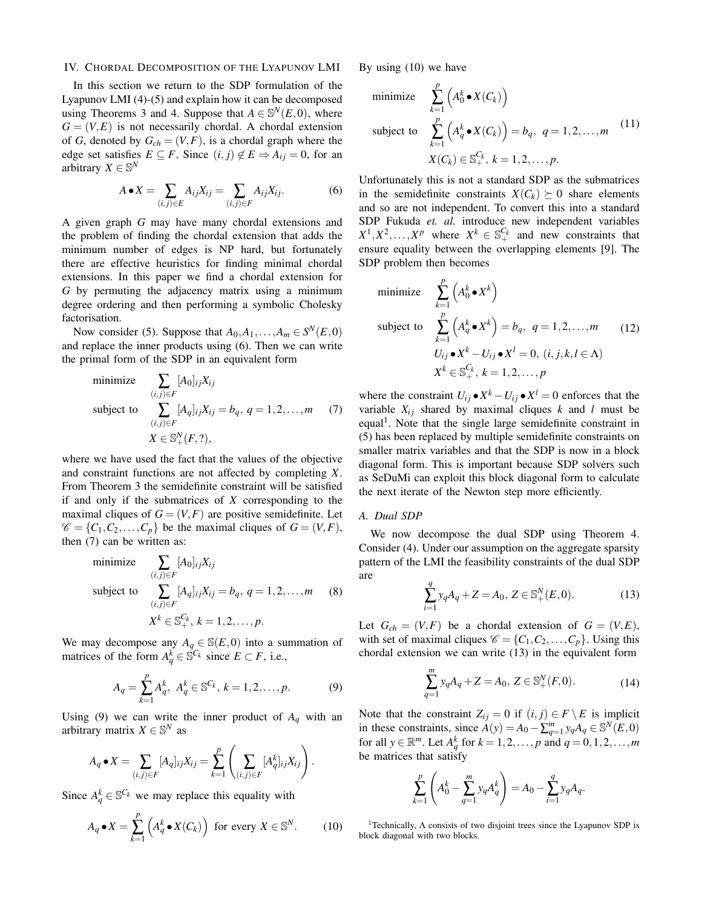## IV. Chordal Decomposition of the Lyapunov LMI

In this section we return to the SDP formulation of the Lyapunov LMI (4)-(5) and explain how it can be decomposed using Theorems 3 and 4. Suppose that $A \in \mathbb{S}^N(E,0)$, where $G=(V,E)$ is not necessarily chordal. A chordal extension of $G$, denoted by $G_{ch}=(V,F)$, is a chordal graph where the edge set satisfies $E \subseteq F$. Since $(i,j) \notin E \Rightarrow A_{ij}=0$, for an arbitrary $X \in \mathbb{S}^N$

$$A \bullet X = \sum_{(i,j)\in E} A_{ij} X_{ij} = \sum_{(i,j)\in F} A_{ij} X_{ij}. \tag{6}$$

A given graph $G$ may have many chordal extensions and the problem of finding the chordal extension that adds the minimum number of edges is NP hard, but fortunately there are effective heuristics for finding minimal chordal extensions. In this paper we find a chordal extension for $G$ by permuting the adjacency matrix using a minimum degree ordering and then performing a symbolic Cholesky factorisation.

Now consider (5). Suppose that $A_0, A_1, \ldots, A_m \in S^N(E,0)$ and replace the inner products using (6). Then we can write the primal form of the SDP in an equivalent form

$$\begin{aligned} \text{minimize} \quad & \sum_{(i,j)\in F} [A_0]_{ij} X_{ij} \\ \text{subject to} \quad & \sum_{(i,j)\in F} [A_q]_{ij} X_{ij} = b_q,\ q=1,2,\ldots,m \\ & X \in \mathbb{S}^N_+(F,?), \end{aligned} \tag{7}$$

where we have used the fact that the values of the objective and constraint functions are not affected by completing $X$. From Theorem 3 the semidefinite constraint will be satisfied if and only if the submatrices of $X$ corresponding to the maximal cliques of $G=(V,F)$ are positive semidefinite. Let $\mathscr{C}=\{C_1,C_2,\ldots,C_p\}$ be the maximal cliques of $G=(V,F)$, then (7) can be written as:

$$\begin{aligned} \text{minimize} \quad & \sum_{(i,j)\in F} [A_0]_{ij} X_{ij} \\ \text{subject to} \quad & \sum_{(i,j)\in F} [A_q]_{ij} X_{ij} = b_q,\ q=1,2,\ldots,m \\ & X^k \in \mathbb{S}^{C_k}_+,\ k=1,2,\ldots,p. \end{aligned} \tag{8}$$

We may decompose any $A_q \in \mathbb{S}(E,0)$ into a summation of matrices of the form $A_q^k \in \mathbb{S}^{C_k}$ since $E \subset F$, i.e.,

$$A_q = \sum_{k=1}^{p} A_q^k,\ A_q^k \in \mathbb{S}^{C_k},\ k=1,2,\ldots,p. \tag{9}$$

Using (9) we can write the inner product of $A_q$ with an arbitrary matrix $X \in \mathbb{S}^N$ as

$$A_q \bullet X = \sum_{(i,j)\in F} [A_q]_{ij} X_{ij} = \sum_{k=1}^{p} \left( \sum_{(i,j)\in F} [A_q^k]_{ij} X_{ij} \right).$$

Since $A_q^k \in \mathbb{S}^{C_k}$ we may replace this equality with

$$A_q \bullet X = \sum_{k=1}^{p} \left( A_q^k \bullet X(C_k) \right) \text{ for every } X \in \mathbb{S}^N. \tag{10}$$

By using (10) we have

$$\begin{aligned} \text{minimize} \quad & \sum_{k=1}^{p} \left( A_0^k \bullet X(C_k) \right) \\ \text{subject to} \quad & \sum_{k=1}^{p} \left( A_q^k \bullet X(C_k) \right) = b_q,\ q=1,2,\ldots,m \\ & X(C_k) \in \mathbb{S}^{C_k}_+,\ k=1,2,\ldots,p. \end{aligned} \tag{11}$$

Unfortunately this is not a standard SDP as the submatrices in the semidefinite constraints $X(C_k) \succeq 0$ share elements and so are not independent. To convert this into a standard SDP Fukuda *et. al.* introduce new independent variables $X^1, X^2, \ldots, X^p$ where $X^k \in \mathbb{S}^{C_k}_+$ and new constraints that ensure equality between the overlapping elements [9]. The SDP problem then becomes

$$\begin{aligned} \text{minimize} \quad & \sum_{k=1}^{p} \left( A_0^k \bullet X^k \right) \\ \text{subject to} \quad & \sum_{k=1}^{p} \left( A_q^k \bullet X^k \right) = b_q,\ q=1,2,\ldots,m \\ & U_{ij} \bullet X^k - U_{ij} \bullet X^l = 0,\ (i,j,k,l \in \Lambda) \\ & X^k \in \mathbb{S}^{C_k}_+,\ k=1,2,\ldots,p \end{aligned} \tag{12}$$

where the constraint $U_{ij} \bullet X^k - U_{ij} \bullet X^l = 0$ enforces that the variable $X_{ij}$ shared by maximal cliques $k$ and $l$ must be equal[1]. Note that the single large semidefinite constraint in (5) has been replaced by multiple semidefinite constraints on smaller matrix variables and that the SDP is now in a block diagonal form. This is important because SDP solvers such as SeDuMi can exploit this block diagonal form to calculate the next iterate of the Newton step more efficiently.

### A. Dual SDP

We now decompose the dual SDP using Theorem 4. Consider (4). Under our assumption on the aggregate sparsity pattern of the LMI the feasibility constraints of the dual SDP are

$$\sum_{i=1}^{q} y_q A_q + Z = A_0,\ Z \in \mathbb{S}^N_+(E,0). \tag{13}$$

Let $G_{ch}=(V,F)$ be a chordal extension of $G=(V,E)$, with set of maximal cliques $\mathscr{C}=\{C_1,C_2,\ldots,C_p\}$. Using this chordal extension we can write (13) in the equivalent form

$$\sum_{q=1}^{m} y_q A_q + Z = A_0,\ Z \in \mathbb{S}^N_+(F,0). \tag{14}$$

Note that the constraint $Z_{ij}=0$ if $(i,j) \in F \setminus E$ is implicit in these constraints, since $A(y) = A_0 - \sum_{q=1}^{m} y_q A_q \in \mathbb{S}^N(E,0)$ for all $y \in \mathbb{R}^m$. Let $A_q^k$ for $k=1,2,\ldots,p$ and $q=0,1,2,\ldots,m$ be matrices that satisfy

$$\sum_{k=1}^{p} \left( A_0^k - \sum_{q=1}^{m} y_q A_q^k \right) = A_0 - \sum_{i=1}^{q} y_q A_q.$$

[1] Technically, $\Lambda$ consists of two disjoint trees since the Lyapunov SDP is block diagonal with two blocks.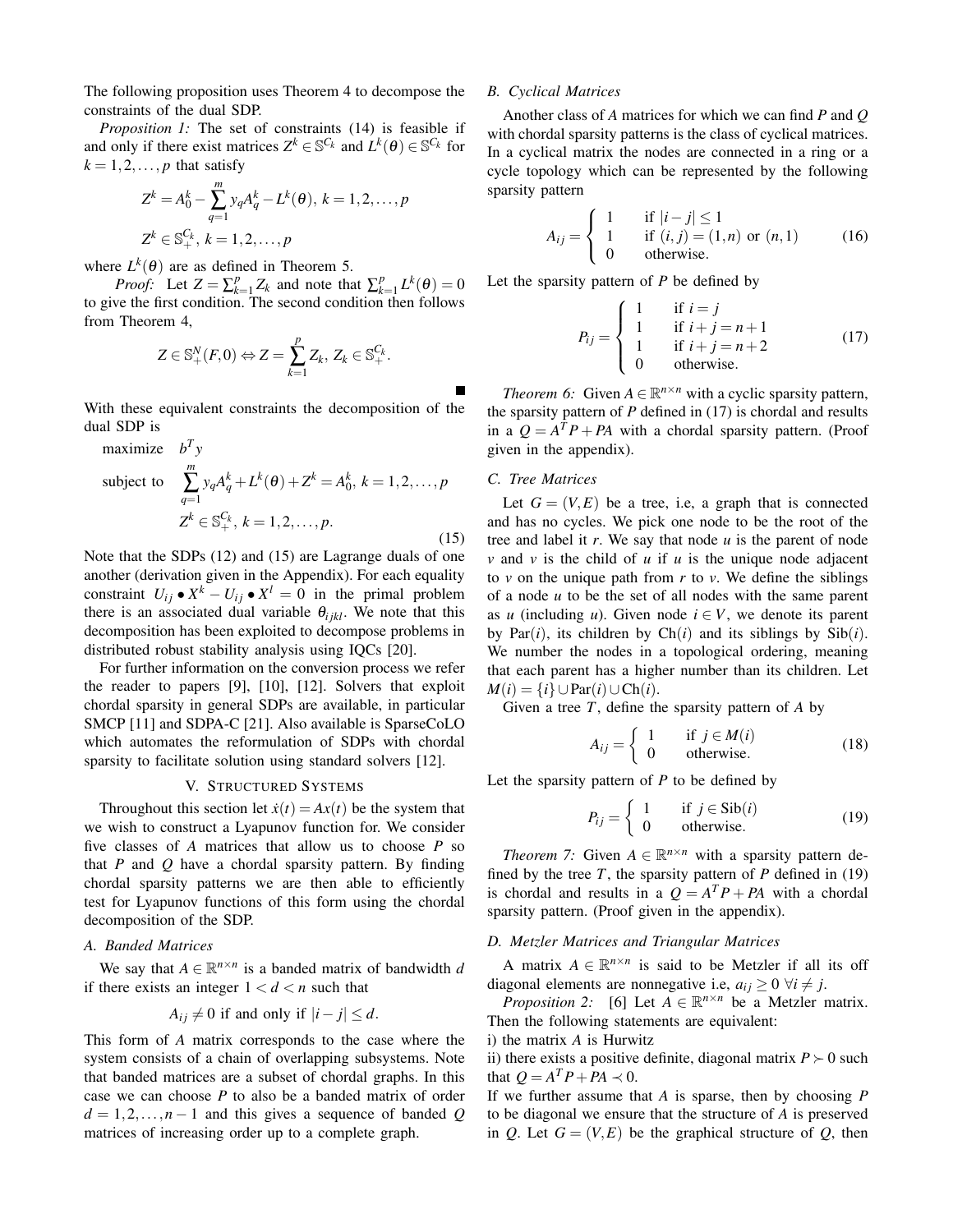The following proposition uses Theorem 4 to decompose the constraints of the dual SDP.

*Proposition 1:* The set of constraints (14) is feasible if and only if there exist matrices $Z^k \in \mathbb{S}^{C_k}$ and $L^k(\theta) \in \mathbb{S}^{C_k}$ for $k = 1,2,\ldots,p$ that satisfy

$$Z^k = A_0^k - \sum_{q=1}^{m} y_q A_q^k - L^k(\theta),\ k = 1,2,\ldots,p$$
$$Z^k \in \mathbb{S}_+^{C_k},\ k = 1,2,\ldots,p$$

where $L^k(\theta)$ are as defined in Theorem 5.

*Proof:* Let $Z = \sum_{k=1}^{p} Z_k$ and note that $\sum_{k=1}^{p} L^k(\theta) = 0$ to give the first condition. The second condition then follows from Theorem 4,

$$Z \in \mathbb{S}_+^N(F,0) \Leftrightarrow Z = \sum_{k=1}^{p} Z_k,\ Z_k \in \mathbb{S}_+^{C_k}.$$

■

With these equivalent constraints the decomposition of the dual SDP is

$$\begin{aligned} \text{maximize} \quad & b^T y \\ \text{subject to} \quad & \sum_{q=1}^{m} y_q A_q^k + L^k(\theta) + Z^k = A_0^k,\ k = 1,2,\ldots,p \\ & Z^k \in \mathbb{S}_+^{C_k},\ k = 1,2,\ldots,p. \end{aligned} \tag{15}$$

Note that the SDPs (12) and (15) are Lagrange duals of one another (derivation given in the Appendix). For each equality constraint $U_{ij} \bullet X^k - U_{ij} \bullet X^l = 0$ in the primal problem there is an associated dual variable $\theta_{ijkl}$. We note that this decomposition has been exploited to decompose problems in distributed robust stability analysis using IQCs [20].

For further information on the conversion process we refer the reader to papers [9], [10], [12]. Solvers that exploit chordal sparsity in general SDPs are available, in particular SMCP [11] and SDPA-C [21]. Also available is SparseCoLO which automates the reformulation of SDPs with chordal sparsity to facilitate solution using standard solvers [12].

## V. Structured Systems

Throughout this section let $\dot{x}(t) = Ax(t)$ be the system that we wish to construct a Lyapunov function for. We consider five classes of $A$ matrices that allow us to choose $P$ so that $P$ and $Q$ have a chordal sparsity pattern. By finding chordal sparsity patterns we are then able to efficiently test for Lyapunov functions of this form using the chordal decomposition of the SDP.

### A. Banded Matrices

We say that $A \in \mathbb{R}^{n\times n}$ is a banded matrix of bandwidth $d$ if there exists an integer $1 < d < n$ such that

$$A_{ij} \neq 0 \text{ if and only if } |i-j| \leq d.$$

This form of $A$ matrix corresponds to the case where the system consists of a chain of overlapping subsystems. Note that banded matrices are a subset of chordal graphs. In this case we can choose $P$ to also be a banded matrix of order $d = 1,2,\ldots,n-1$ and this gives a sequence of banded $Q$ matrices of increasing order up to a complete graph.

### B. Cyclical Matrices

Another class of $A$ matrices for which we can find $P$ and $Q$ with chordal sparsity patterns is the class of cyclical matrices. In a cyclical matrix the nodes are connected in a ring or a cycle topology which can be represented by the following sparsity pattern

$$A_{ij} = \begin{cases} 1 & \text{if } |i-j| \leq 1 \\ 1 & \text{if } (i,j) = (1,n) \text{ or } (n,1) \\ 0 & \text{otherwise.} \end{cases} \tag{16}$$

Let the sparsity pattern of $P$ be defined by

$$P_{ij} = \begin{cases} 1 & \text{if } i = j \\ 1 & \text{if } i+j = n+1 \\ 1 & \text{if } i+j = n+2 \\ 0 & \text{otherwise.} \end{cases} \tag{17}$$

*Theorem 6:* Given $A \in \mathbb{R}^{n\times n}$ with a cyclic sparsity pattern, the sparsity pattern of $P$ defined in (17) is chordal and results in a $Q = A^T P + PA$ with a chordal sparsity pattern. (Proof given in the appendix).

### C. Tree Matrices

Let $G = (V,E)$ be a tree, i.e, a graph that is connected and has no cycles. We pick one node to be the root of the tree and label it $r$. We say that node $u$ is the parent of node $v$ and $v$ is the child of $u$ if $u$ is the unique node adjacent to $v$ on the unique path from $r$ to $v$. We define the siblings of a node $u$ to be the set of all nodes with the same parent as $u$ (including $u$). Given node $i \in V$, we denote its parent by $\mathrm{Par}(i)$, its children by $\mathrm{Ch}(i)$ and its siblings by $\mathrm{Sib}(i)$. We number the nodes in a topological ordering, meaning that each parent has a higher number than its children. Let $M(i) = \{i\} \cup \mathrm{Par}(i) \cup \mathrm{Ch}(i)$.

Given a tree $T$, define the sparsity pattern of $A$ by

$$A_{ij} = \begin{cases} 1 & \text{if } j \in M(i) \\ 0 & \text{otherwise.} \end{cases} \tag{18}$$

Let the sparsity pattern of $P$ to be defined by

$$P_{ij} = \begin{cases} 1 & \text{if } j \in \mathrm{Sib}(i) \\ 0 & \text{otherwise.} \end{cases} \tag{19}$$

*Theorem 7:* Given $A \in \mathbb{R}^{n\times n}$ with a sparsity pattern defined by the tree $T$, the sparsity pattern of $P$ defined in (19) is chordal and results in a $Q = A^T P + PA$ with a chordal sparsity pattern. (Proof given in the appendix).

### D. Metzler Matrices and Triangular Matrices

A matrix $A \in \mathbb{R}^{n\times n}$ is said to be Metzler if all its off diagonal elements are nonnegative i.e, $a_{ij} \geq 0\ \forall i \neq j$.

*Proposition 2:* [6] Let $A \in \mathbb{R}^{n\times n}$ be a Metzler matrix. Then the following statements are equivalent:

i) the matrix $A$ is Hurwitz

ii) there exists a positive definite, diagonal matrix $P \succ 0$ such that $Q = A^T P + PA \prec 0$.

If we further assume that $A$ is sparse, then by choosing $P$ to be diagonal we ensure that the structure of $A$ is preserved in $Q$. Let $G = (V,E)$ be the graphical structure of $Q$, then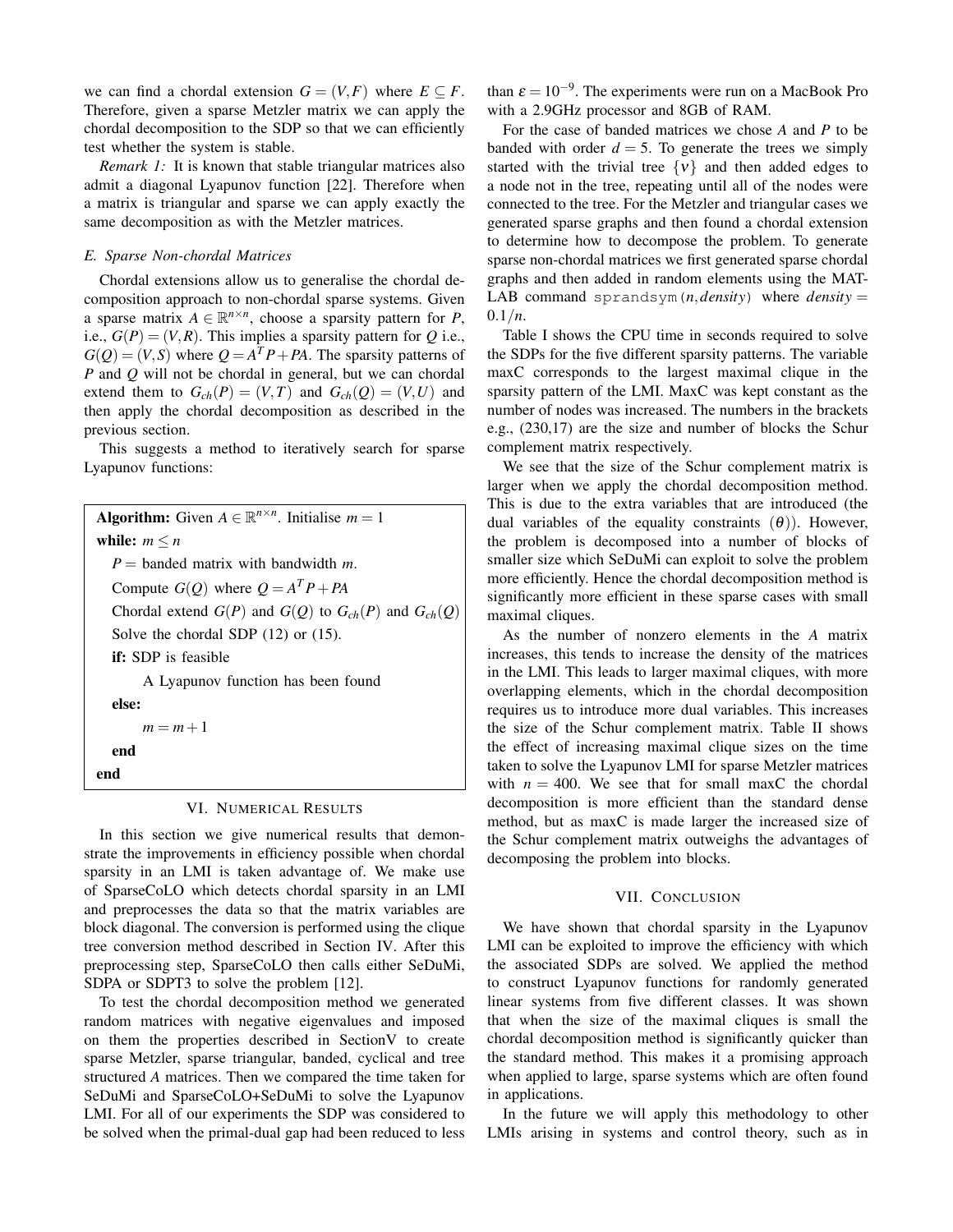we can find a chordal extension $G = (V, F)$ where $E \subseteq F$. Therefore, given a sparse Metzler matrix we can apply the chordal decomposition to the SDP so that we can efficiently test whether the system is stable.

*Remark 1:* It is known that stable triangular matrices also admit a diagonal Lyapunov function [22]. Therefore when a matrix is triangular and sparse we can apply exactly the same decomposition as with the Metzler matrices.

### E. Sparse Non-chordal Matrices

Chordal extensions allow us to generalise the chordal decomposition approach to non-chordal sparse systems. Given a sparse matrix $A \in \mathbb{R}^{n\times n}$, choose a sparsity pattern for $P$, i.e., $G(P) = (V, R)$. This implies a sparsity pattern for $Q$ i.e., $G(Q) = (V, S)$ where $Q = A^T P + PA$. The sparsity patterns of $P$ and $Q$ will not be chordal in general, but we can chordal extend them to $G_{ch}(P) = (V, T)$ and $G_{ch}(Q) = (V, U)$ and then apply the chordal decomposition as described in the previous section.

This suggests a method to iteratively search for sparse Lyapunov functions:

**Algorithm:** Given $A \in \mathbb{R}^{n\times n}$. Initialise $m = 1$
**while:** $m \leq n$
  $P$ = banded matrix with bandwidth $m$.
  Compute $G(Q)$ where $Q = A^T P + PA$
  Chordal extend $G(P)$ and $G(Q)$ to $G_{ch}(P)$ and $G_{ch}(Q)$
  Solve the chordal SDP (12) or (15).
  **if:** SDP is feasible
    A Lyapunov function has been found
  **else:**
    $m = m + 1$
  **end**
**end**

## VI. Numerical Results

In this section we give numerical results that demonstrate the improvements in efficiency possible when chordal sparsity in an LMI is taken advantage of. We make use of SparseCoLO which detects chordal sparsity in an LMI and preprocesses the data so that the matrix variables are block diagonal. The conversion is performed using the clique tree conversion method described in Section IV. After this preprocessing step, SparseCoLO then calls either SeDuMi, SDPA or SDPT3 to solve the problem [12].

To test the chordal decomposition method we generated random matrices with negative eigenvalues and imposed on them the properties described in SectionV to create sparse Metzler, sparse triangular, banded, cyclical and tree structured $A$ matrices. Then we compared the time taken for SeDuMi and SparseCoLO+SeDuMi to solve the Lyapunov LMI. For all of our experiments the SDP was considered to be solved when the primal-dual gap had been reduced to less than $\varepsilon = 10^{-9}$. The experiments were run on a MacBook Pro with a 2.9GHz processor and 8GB of RAM.

For the case of banded matrices we chose $A$ and $P$ to be banded with order $d = 5$. To generate the trees we simply started with the trivial tree $\{v\}$ and then added edges to a node not in the tree, repeating until all of the nodes were connected to the tree. For the Metzler and triangular cases we generated sparse graphs and then found a chordal extension to determine how to decompose the problem. To generate sparse non-chordal matrices we first generated sparse chordal graphs and then added in random elements using the MATLAB command `sprandsym(n,density)` where $density = 0.1/n$.

Table I shows the CPU time in seconds required to solve the SDPs for the five different sparsity patterns. The variable maxC corresponds to the largest maximal clique in the sparsity pattern of the LMI. MaxC was kept constant as the number of nodes was increased. The numbers in the brackets e.g., (230,17) are the size and number of blocks the Schur complement matrix respectively.

We see that the size of the Schur complement matrix is larger when we apply the chordal decomposition method. This is due to the extra variables that are introduced (the dual variables of the equality constraints $(\theta)$). However, the problem is decomposed into a number of blocks of smaller size which SeDuMi can exploit to solve the problem more efficiently. Hence the chordal decomposition method is significantly more efficient in these sparse cases with small maximal cliques.

As the number of nonzero elements in the $A$ matrix increases, this tends to increase the density of the matrices in the LMI. This leads to larger maximal cliques, with more overlapping elements, which in the chordal decomposition requires us to introduce more dual variables. This increases the size of the Schur complement matrix. Table II shows the effect of increasing maximal clique sizes on the time taken to solve the Lyapunov LMI for sparse Metzler matrices with $n = 400$. We see that for small maxC the chordal decomposition is more efficient than the standard dense method, but as maxC is made larger the increased size of the Schur complement matrix outweighs the advantages of decomposing the problem into blocks.

## VII. Conclusion

We have shown that chordal sparsity in the Lyapunov LMI can be exploited to improve the efficiency with which the associated SDPs are solved. We applied the method to construct Lyapunov functions for randomly generated linear systems from five different classes. It was shown that when the size of the maximal cliques is small the chordal decomposition method is significantly quicker than the standard method. This makes it a promising approach when applied to large, sparse systems which are often found in applications.

In the future we will apply this methodology to other LMIs arising in systems and control theory, such as in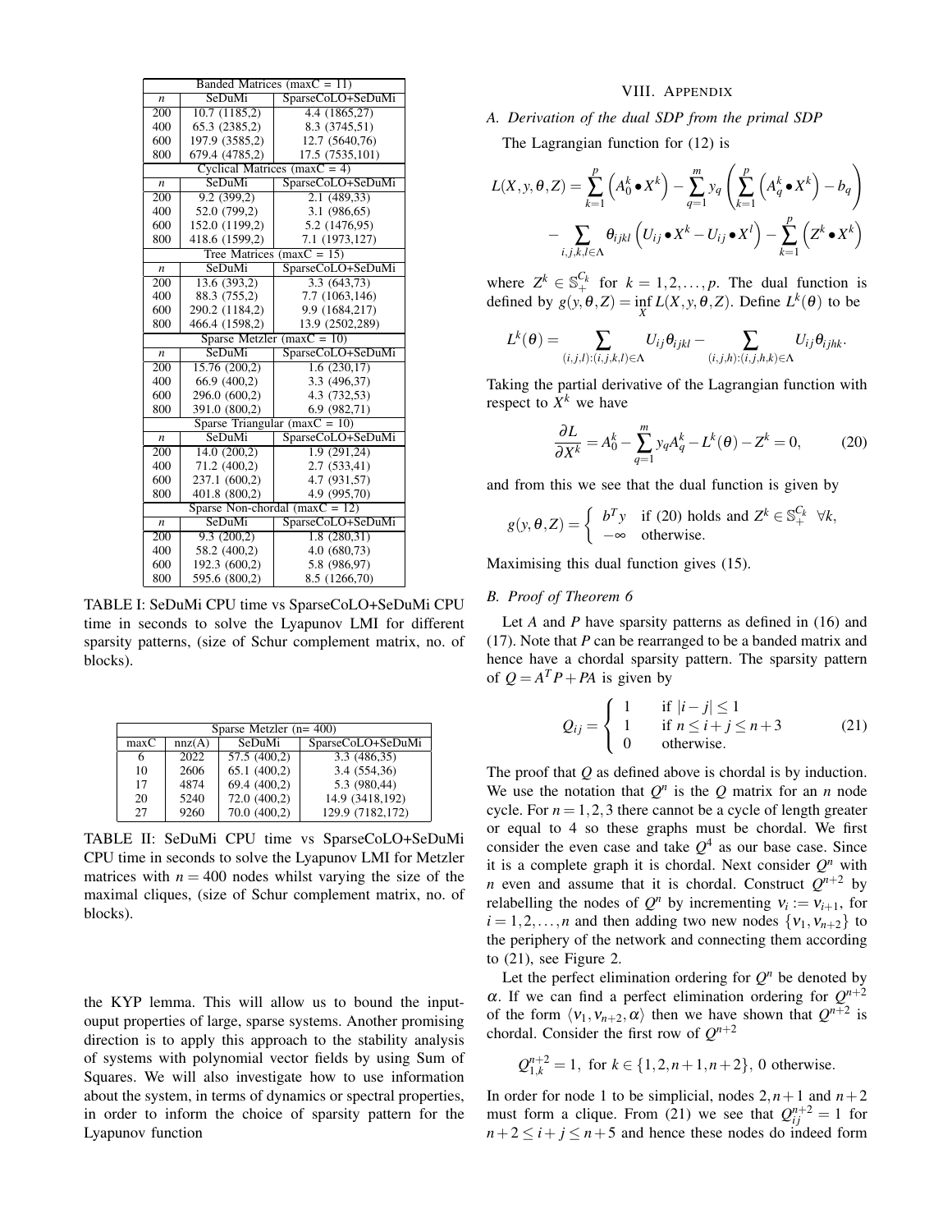| Banded Matrices (maxC = 11) | | |
|---|---|---|
| $n$ | SeDuMi | SparseCoLO+SeDuMi |
| 200 | 10.7 (1185,2) | 4.4 (1865,27) |
| 400 | 65.3 (2385,2) | 8.3 (3745,51) |
| 600 | 197.9 (3585,2) | 12.7 (5640,76) |
| 800 | 679.4 (4785,2) | 17.5 (7535,101) |
| Cyclical Matrices (maxC = 4) | | |
| $n$ | SeDuMi | SparseCoLO+SeDuMi |
| 200 | 9.2 (399,2) | 2.1 (489,33) |
| 400 | 52.0 (799,2) | 3.1 (986,65) |
| 600 | 152.0 (1199,2) | 5.2 (1476,95) |
| 800 | 418.6 (1599,2) | 7.1 (1973,127) |
| Tree Matrices (maxC = 15) | | |
| $n$ | SeDuMi | SparseCoLO+SeDuMi |
| 200 | 13.6 (393,2) | 3.3 (643,73) |
| 400 | 88.3 (755,2) | 7.7 (1063,146) |
| 600 | 290.2 (1184,2) | 9.9 (1684,217) |
| 800 | 466.4 (1598,2) | 13.9 (2502,289) |
| Sparse Metzler (maxC = 10) | | |
| $n$ | SeDuMi | SparseCoLO+SeDuMi |
| 200 | 15.76 (200,2) | 1.6 (230,17) |
| 400 | 66.9 (400,2) | 3.3 (496,37) |
| 600 | 296.0 (600,2) | 4.3 (732,53) |
| 800 | 391.0 (800,2) | 6.9 (982,71) |
| Sparse Triangular (maxC = 10) | | |
| $n$ | SeDuMi | SparseCoLO+SeDuMi |
| 200 | 14.0 (200,2) | 1.9 (291,24) |
| 400 | 71.2 (400,2) | 2.7 (533,41) |
| 600 | 237.1 (600,2) | 4.7 (931,57) |
| 800 | 401.8 (800,2) | 4.9 (995,70) |
| Sparse Non-chordal (maxC = 12) | | |
| $n$ | SeDuMi | SparseCoLO+SeDuMi |
| 200 | 9.3 (200,2) | 1.8 (280,31) |
| 400 | 58.2 (400,2) | 4.0 (680,73) |
| 600 | 192.3 (600,2) | 5.8 (986,97) |
| 800 | 595.6 (800,2) | 8.5 (1266,70) |

TABLE I: SeDuMi CPU time vs SparseCoLO+SeDuMi CPU time in seconds to solve the Lyapunov LMI for different sparsity patterns, (size of Schur complement matrix, no. of blocks).

| Sparse Metzler (n= 400) | | | |
|---|---|---|---|
| maxC | nnz(A) | SeDuMi | SparseCoLO+SeDuMi |
| 6 | 2022 | 57.5 (400,2) | 3.3 (486,35) |
| 10 | 2606 | 65.1 (400,2) | 3.4 (554,36) |
| 17 | 4874 | 69.4 (400,2) | 5.3 (980,44) |
| 20 | 5240 | 72.0 (400,2) | 14.9 (3418,192) |
| 27 | 9260 | 70.0 (400,2) | 129.9 (7182,172) |

TABLE II: SeDuMi CPU time vs SparseCoLO+SeDuMi CPU time in seconds to solve the Lyapunov LMI for Metzler matrices with $n = 400$ nodes whilst varying the size of the maximal cliques, (size of Schur complement matrix, no. of blocks).

the KYP lemma. This will allow us to bound the input-ouput properties of large, sparse systems. Another promising direction is to apply this approach to the stability analysis of systems with polynomial vector fields by using Sum of Squares. We will also investigate how to use information about the system, in terms of dynamics or spectral properties, in order to inform the choice of sparsity pattern for the Lyapunov function

## VIII. Appendix

### A. Derivation of the dual SDP from the primal SDP

The Lagrangian function for (12) is

$$L(X,y,\theta,Z) = \sum_{k=1}^{p}\left(A_0^k \bullet X^k\right) - \sum_{q=1}^{m} y_q \left(\sum_{k=1}^{p}\left(A_q^k \bullet X^k\right) - b_q\right) - \sum_{i,j,k,l\in\Lambda} \theta_{ijkl}\left(U_{ij}\bullet X^k - U_{ij}\bullet X^l\right) - \sum_{k=1}^{p}\left(Z^k \bullet X^k\right)$$

where $Z^k \in \mathbb{S}_+^{C_k}$ for $k = 1,2,\ldots,p$. The dual function is defined by $g(y,\theta,Z) = \inf_X L(X,y,\theta,Z)$. Define $L^k(\theta)$ to be

$$L^k(\theta) = \sum_{(i,j,l):(i,j,k,l)\in\Lambda} U_{ij}\theta_{ijkl} - \sum_{(i,j,h):(i,j,h,k)\in\Lambda} U_{ij}\theta_{ijhk}.$$

Taking the partial derivative of the Lagrangian function with respect to $X^k$ we have

$$\frac{\partial L}{\partial X^k} = A_0^k - \sum_{q=1}^{m} y_q A_q^k - L^k(\theta) - Z^k = 0, \tag{20}$$

and from this we see that the dual function is given by

$$g(y,\theta,Z) = \begin{cases} b^T y & \text{if (20) holds and } Z^k \in \mathbb{S}_+^{C_k} \ \ \forall k, \\ -\infty & \text{otherwise.} \end{cases}$$

Maximising this dual function gives (15).

### B. Proof of Theorem 6

Let $A$ and $P$ have sparsity patterns as defined in (16) and (17). Note that $P$ can be rearranged to be a banded matrix and hence have a chordal sparsity pattern. The sparsity pattern of $Q = A^T P + PA$ is given by

$$Q_{ij} = \begin{cases} 1 & \text{if } |i-j| \le 1 \\ 1 & \text{if } n \le i+j \le n+3 \\ 0 & \text{otherwise.} \end{cases} \tag{21}$$

The proof that $Q$ as defined above is chordal is by induction. We use the notation that $Q^n$ is the $Q$ matrix for an $n$ node cycle. For $n = 1,2,3$ there cannot be a cycle of length greater or equal to 4 so these graphs must be chordal. We first consider the even case and take $Q^4$ as our base case. Since it is a complete graph it is chordal. Next consider $Q^n$ with $n$ even and assume that it is chordal. Construct $Q^{n+2}$ by relabelling the nodes of $Q^n$ by incrementing $v_i := v_{i+1}$, for $i = 1,2,\ldots,n$ and then adding two new nodes $\{v_1, v_{n+2}\}$ to the periphery of the network and connecting them according to (21), see Figure 2.

Let the perfect elimination ordering for $Q^n$ be denoted by $\alpha$. If we can find a perfect elimination ordering for $Q^{n+2}$ of the form $\langle v_1, v_{n+2}, \alpha\rangle$ then we have shown that $Q^{n+2}$ is chordal. Consider the first row of $Q^{n+2}$

$$Q_{1,k}^{n+2} = 1, \text{ for } k \in \{1,2,n+1,n+2\}, \text{ 0 otherwise.}$$

In order for node 1 to be simplicial, nodes $2, n+1$ and $n+2$ must form a clique. From (21) we see that $Q_{ij}^{n+2} = 1$ for $n+2 \le i+j \le n+5$ and hence these nodes do indeed form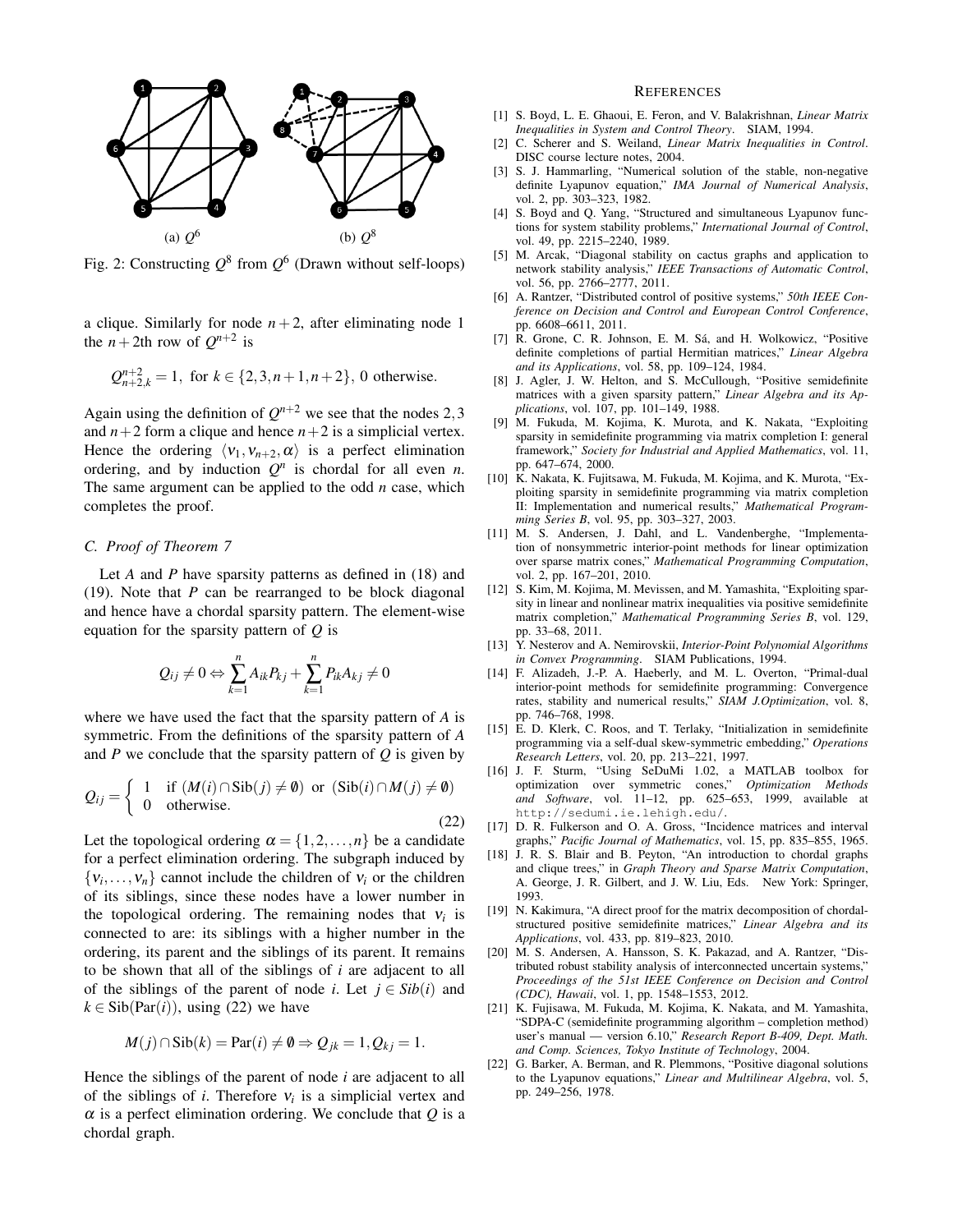(a) $Q^6$

(b) $Q^8$

Fig. 2: Constructing $Q^8$ from $Q^6$ (Drawn without self-loops)

a clique. Similarly for node $n+2$, after eliminating node 1 the $n+2$th row of $Q^{n+2}$ is

$$Q^{n+2}_{n+2,k} = 1, \text{ for } k \in \{2, 3, n+1, n+2\}, \text{ 0 otherwise.}$$

Again using the definition of $Q^{n+2}$ we see that the nodes $2, 3$ and $n+2$ form a clique and hence $n+2$ is a simplicial vertex. Hence the ordering $\langle v_1, v_{n+2}, \alpha \rangle$ is a perfect elimination ordering, and by induction $Q^n$ is chordal for all even $n$. The same argument can be applied to the odd $n$ case, which completes the proof.

### C. Proof of Theorem 7

Let $A$ and $P$ have sparsity patterns as defined in (18) and (19). Note that $P$ can be rearranged to be block diagonal and hence have a chordal sparsity pattern. The element-wise equation for the sparsity pattern of $Q$ is

$$Q_{ij} \neq 0 \Leftrightarrow \sum_{k=1}^{n} A_{ik} P_{kj} + \sum_{k=1}^{n} P_{ik} A_{kj} \neq 0$$

where we have used the fact that the sparsity pattern of $A$ is symmetric. From the definitions of the sparsity pattern of $A$ and $P$ we conclude that the sparsity pattern of $Q$ is given by

$$Q_{ij} = \begin{cases} 1 & \text{if } (M(i) \cap \text{Sib}(j) \neq \emptyset) \text{ or } (\text{Sib}(i) \cap M(j) \neq \emptyset) \\ 0 & \text{otherwise.} \end{cases} \tag{22}$$

Let the topological ordering $\alpha = \{1, 2, \ldots, n\}$ be a candidate for a perfect elimination ordering. The subgraph induced by $\{v_i, \ldots, v_n\}$ cannot include the children of $v_i$ or the children of its siblings, since these nodes have a lower number in the topological ordering. The remaining nodes that $v_i$ is connected to are: its siblings with a higher number in the ordering, its parent and the siblings of its parent. It remains to be shown that all of the siblings of $i$ are adjacent to all of the siblings of the parent of node $i$. Let $j \in Sib(i)$ and $k \in \text{Sib}(\text{Par}(i))$, using (22) we have

$$M(j) \cap \text{Sib}(k) = \text{Par}(i) \neq \emptyset \Rightarrow Q_{jk} = 1, Q_{kj} = 1.$$

Hence the siblings of the parent of node $i$ are adjacent to all of the siblings of $i$. Therefore $v_i$ is a simplicial vertex and $\alpha$ is a perfect elimination ordering. We conclude that $Q$ is a chordal graph.

## References

[1] S. Boyd, L. E. Ghaoui, E. Feron, and V. Balakrishnan, *Linear Matrix Inequalities in System and Control Theory*. SIAM, 1994.

[2] C. Scherer and S. Weiland, *Linear Matrix Inequalities in Control*. DISC course lecture notes, 2004.

[3] S. J. Hammarling, "Numerical solution of the stable, non-negative definite Lyapunov equation," *IMA Journal of Numerical Analysis*, vol. 2, pp. 303–323, 1982.

[4] S. Boyd and Q. Yang, "Structured and simultaneous Lyapunov functions for system stability problems," *International Journal of Control*, vol. 49, pp. 2215–2240, 1989.

[5] M. Arcak, "Diagonal stability on cactus graphs and application to network stability analysis," *IEEE Transactions of Automatic Control*, vol. 56, pp. 2766–2777, 2011.

[6] A. Rantzer, "Distributed control of positive systems," *50th IEEE Conference on Decision and Control and European Control Conference*, pp. 6608–6611, 2011.

[7] R. Grone, C. R. Johnson, E. M. Sá, and H. Wolkowicz, "Positive definite completions of partial Hermitian matrices," *Linear Algebra and its Applications*, vol. 58, pp. 109–124, 1984.

[8] J. Agler, J. W. Helton, and S. McCullough, "Positive semidefinite matrices with a given sparsity pattern," *Linear Algebra and its Applications*, vol. 107, pp. 101–149, 1988.

[9] M. Fukuda, M. Kojima, K. Murota, and K. Nakata, "Exploiting sparsity in semidefinite programming via matrix completion I: general framework," *Society for Industrial and Applied Mathematics*, vol. 11, pp. 647–674, 2000.

[10] K. Nakata, K. Fujitsawa, M. Fukuda, M. Kojima, and K. Murota, "Exploiting sparsity in semidefinite programming via matrix completion II: Implementation and numerical results," *Mathematical Programming Series B*, vol. 95, pp. 303–327, 2003.

[11] M. S. Andersen, J. Dahl, and L. Vandenberghe, "Implementation of nonsymmetric interior-point methods for linear optimization over sparse matrix cones," *Mathematical Programming Computation*, vol. 2, pp. 167–201, 2010.

[12] S. Kim, M. Kojima, M. Mevissen, and M. Yamashita, "Exploiting sparsity in linear and nonlinear matrix inequalities via positive semidefinite matrix completion," *Mathematical Programming Series B*, vol. 129, pp. 33–68, 2011.

[13] Y. Nesterov and A. Nemirovskii, *Interior-Point Polynomial Algorithms in Convex Programming*. SIAM Publications, 1994.

[14] F. Alizadeh, J.-P. A. Haeberly, and M. L. Overton, "Primal-dual interior-point methods for semidefinite programming: Convergence rates, stability and numerical results," *SIAM J.Optimization*, vol. 8, pp. 746–768, 1998.

[15] E. D. Klerk, C. Roos, and T. Terlaky, "Initialization in semidefinite programming via a self-dual skew-symmetric embedding," *Operations Research Letters*, vol. 20, pp. 213–221, 1997.

[16] J. F. Sturm, "Using SeDuMi 1.02, a MATLAB toolbox for optimization over symmetric cones," *Optimization Methods and Software*, vol. 11–12, pp. 625–653, 1999, available at http://sedumi.ie.lehigh.edu/.

[17] D. R. Fulkerson and O. A. Gross, "Incidence matrices and interval graphs," *Pacific Journal of Mathematics*, vol. 15, pp. 835–855, 1965.

[18] J. R. S. Blair and B. Peyton, "An introduction to chordal graphs and clique trees," in *Graph Theory and Sparse Matrix Computation*, A. George, J. R. Gilbert, and J. W. Liu, Eds. New York: Springer, 1993.

[19] N. Kakimura, "A direct proof for the matrix decomposition of chordal-structured positive semidefinite matrices," *Linear Algebra and its Applications*, vol. 433, pp. 819–823, 2010.

[20] M. S. Andersen, A. Hansson, S. K. Pakazad, and A. Rantzer, "Distributed robust stability analysis of interconnected uncertain systems," *Proceedings of the 51st IEEE Conference on Decision and Control (CDC), Hawaii*, vol. 1, pp. 1548–1553, 2012.

[21] K. Fujisawa, M. Fukuda, M. Kojima, K. Nakata, and M. Yamashita, "SDPA-C (semidefinite programming algorithm – completion method) user's manual — version 6.10," *Research Report B-409, Dept. Math. and Comp. Sciences, Tokyo Institute of Technology*, 2004.

[22] G. Barker, A. Berman, and R. Plemmons, "Positive diagonal solutions to the Lyapunov equations," *Linear and Multilinear Algebra*, vol. 5, pp. 249–256, 1978.